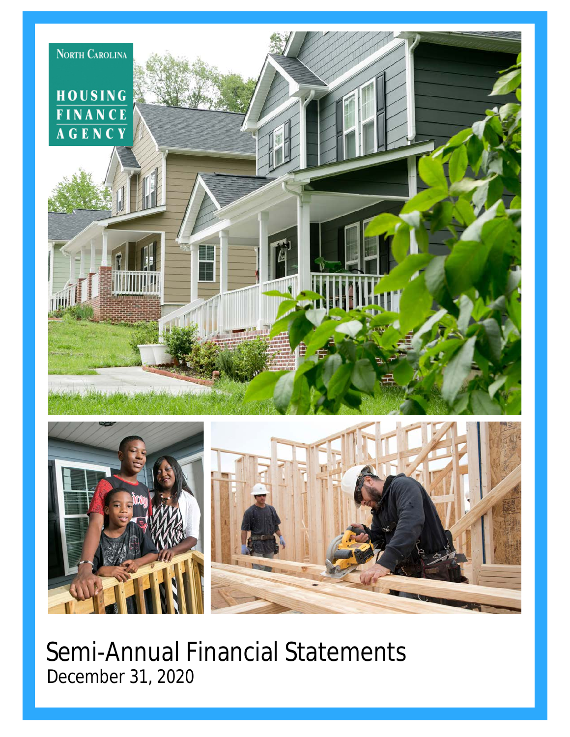North Carolina

HOUSING FINANCE AGENCY

# Semi-Annual Financial Statements

December 31, 2020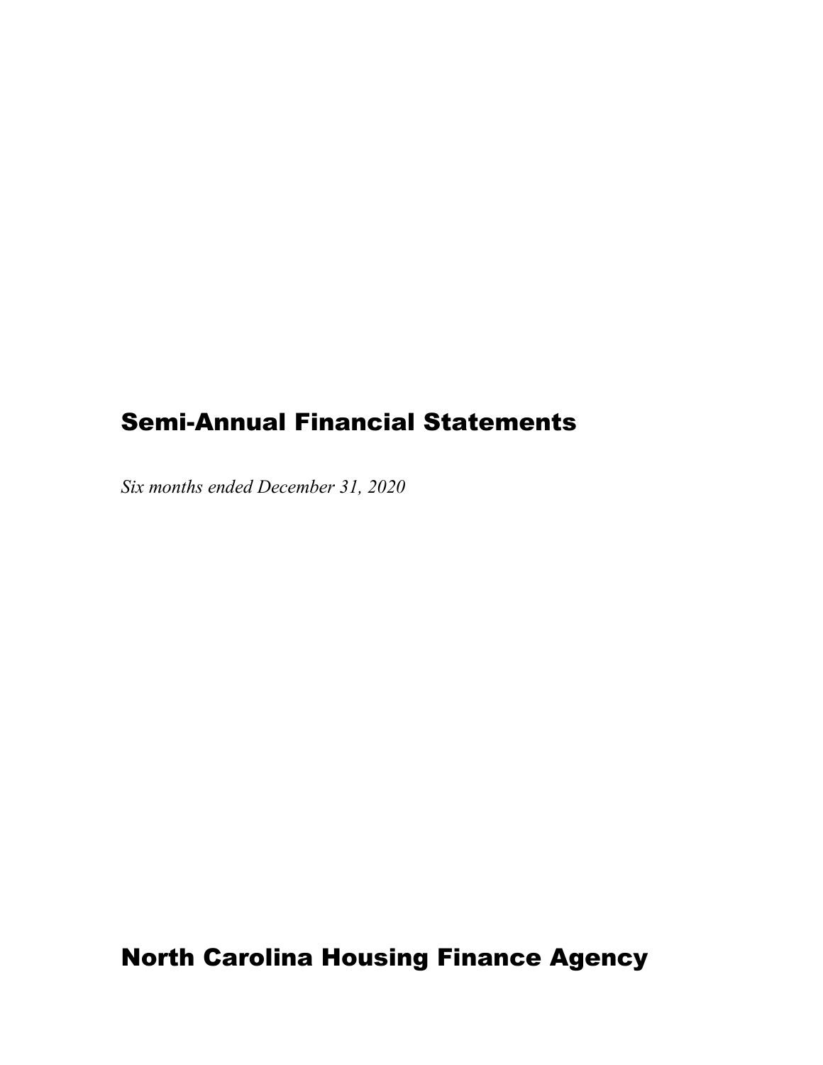# Semi-Annual Financial Statements

*Six months ended December 31, 2020*

# North Carolina Housing Finance Agency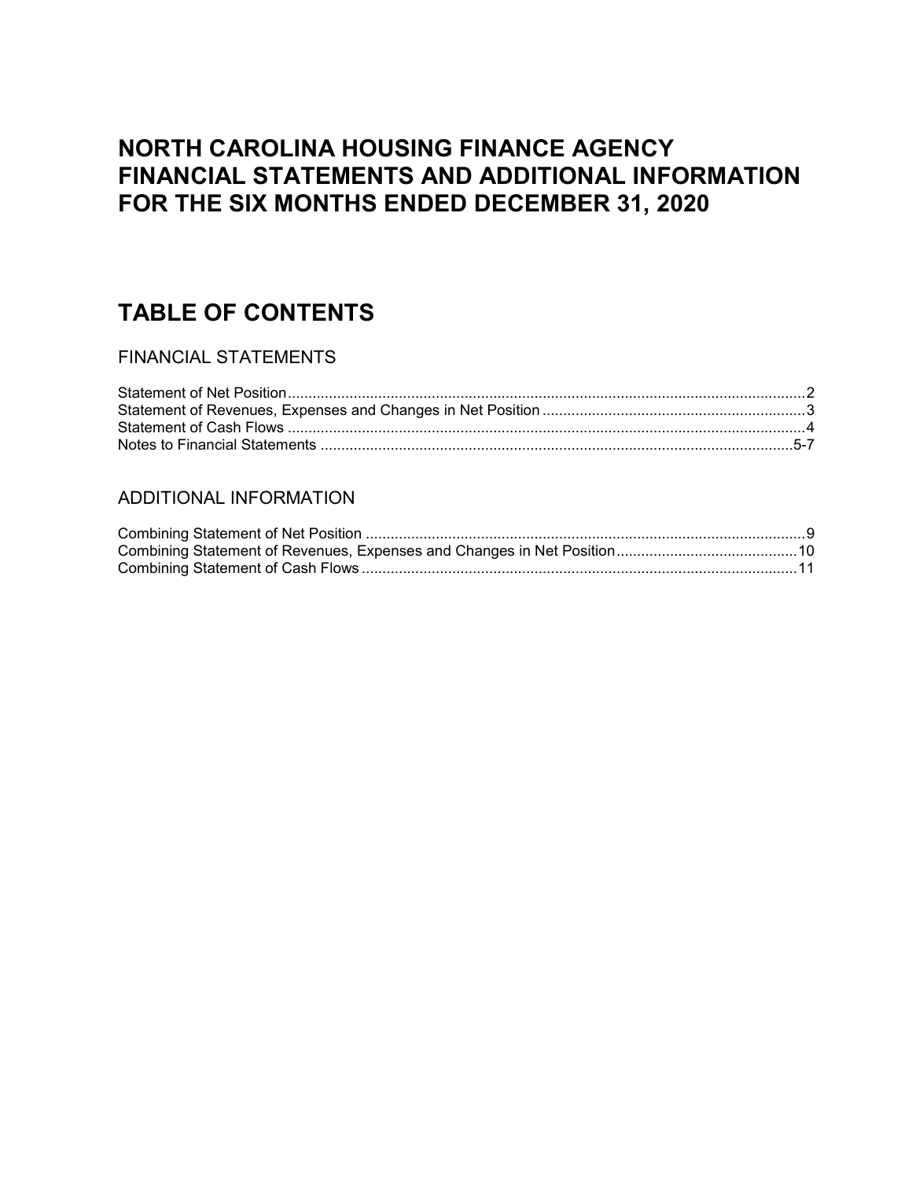# NORTH CAROLINA HOUSING FINANCE AGENCY FINANCIAL STATEMENTS AND ADDITIONAL INFORMATION FOR THE SIX MONTHS ENDED DECEMBER 31, 2020

# TABLE OF CONTENTS

## FINANCIAL STATEMENTS

Statement of Net Position..........2
Statement of Revenues, Expenses and Changes in Net Position..........3
Statement of Cash Flows..........4
Notes to Financial Statements..........5-7

## ADDITIONAL INFORMATION

Combining Statement of Net Position..........9
Combining Statement of Revenues, Expenses and Changes in Net Position..........10
Combining Statement of Cash Flows..........11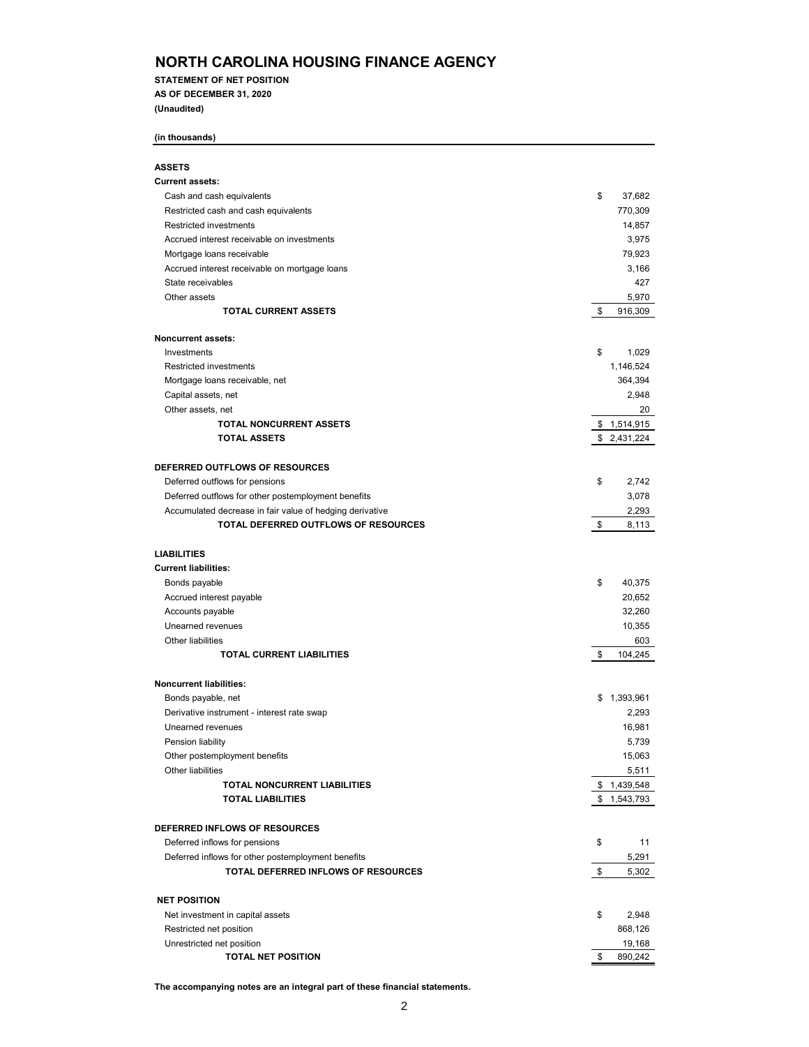# NORTH CAROLINA HOUSING FINANCE AGENCY

**STATEMENT OF NET POSITION**
**AS OF DECEMBER 31, 2020**
**(Unaudited)**

**(in thousands)**

| | |
|---|---|
| **ASSETS** | |
| **Current assets:** | |
| Cash and cash equivalents | $ 37,682 |
| Restricted cash and cash equivalents | 770,309 |
| Restricted investments | 14,857 |
| Accrued interest receivable on investments | 3,975 |
| Mortgage loans receivable | 79,923 |
| Accrued interest receivable on mortgage loans | 3,166 |
| State receivables | 427 |
| Other assets | 5,970 |
| **TOTAL CURRENT ASSETS** | $ 916,309 |
| | |
| **Noncurrent assets:** | |
| Investments | $ 1,029 |
| Restricted investments | 1,146,524 |
| Mortgage loans receivable, net | 364,394 |
| Capital assets, net | 2,948 |
| Other assets, net | 20 |
| **TOTAL NONCURRENT ASSETS** | $ 1,514,915 |
| **TOTAL ASSETS** | $ 2,431,224 |
| | |
| **DEFERRED OUTFLOWS OF RESOURCES** | |
| Deferred outflows for pensions | $ 2,742 |
| Deferred outflows for other postemployment benefits | 3,078 |
| Accumulated decrease in fair value of hedging derivative | 2,293 |
| **TOTAL DEFERRED OUTFLOWS OF RESOURCES** | $ 8,113 |
| | |
| **LIABILITIES** | |
| **Current liabilities:** | |
| Bonds payable | $ 40,375 |
| Accrued interest payable | 20,652 |
| Accounts payable | 32,260 |
| Unearned revenues | 10,355 |
| Other liabilities | 603 |
| **TOTAL CURRENT LIABILITIES** | $ 104,245 |
| | |
| **Noncurrent liabilities:** | |
| Bonds payable, net | $ 1,393,961 |
| Derivative instrument - interest rate swap | 2,293 |
| Unearned revenues | 16,981 |
| Pension liability | 5,739 |
| Other postemployment benefits | 15,063 |
| Other liabilities | 5,511 |
| **TOTAL NONCURRENT LIABILITIES** | $ 1,439,548 |
| **TOTAL LIABILITIES** | $ 1,543,793 |
| | |
| **DEFERRED INFLOWS OF RESOURCES** | |
| Deferred inflows for pensions | $ 11 |
| Deferred inflows for other postemployment benefits | 5,291 |
| **TOTAL DEFERRED INFLOWS OF RESOURCES** | $ 5,302 |
| | |
| **NET POSITION** | |
| Net investment in capital assets | $ 2,948 |
| Restricted net position | 868,126 |
| Unrestricted net position | 19,168 |
| **TOTAL NET POSITION** | $ 890,242 |

**The accompanying notes are an integral part of these financial statements.**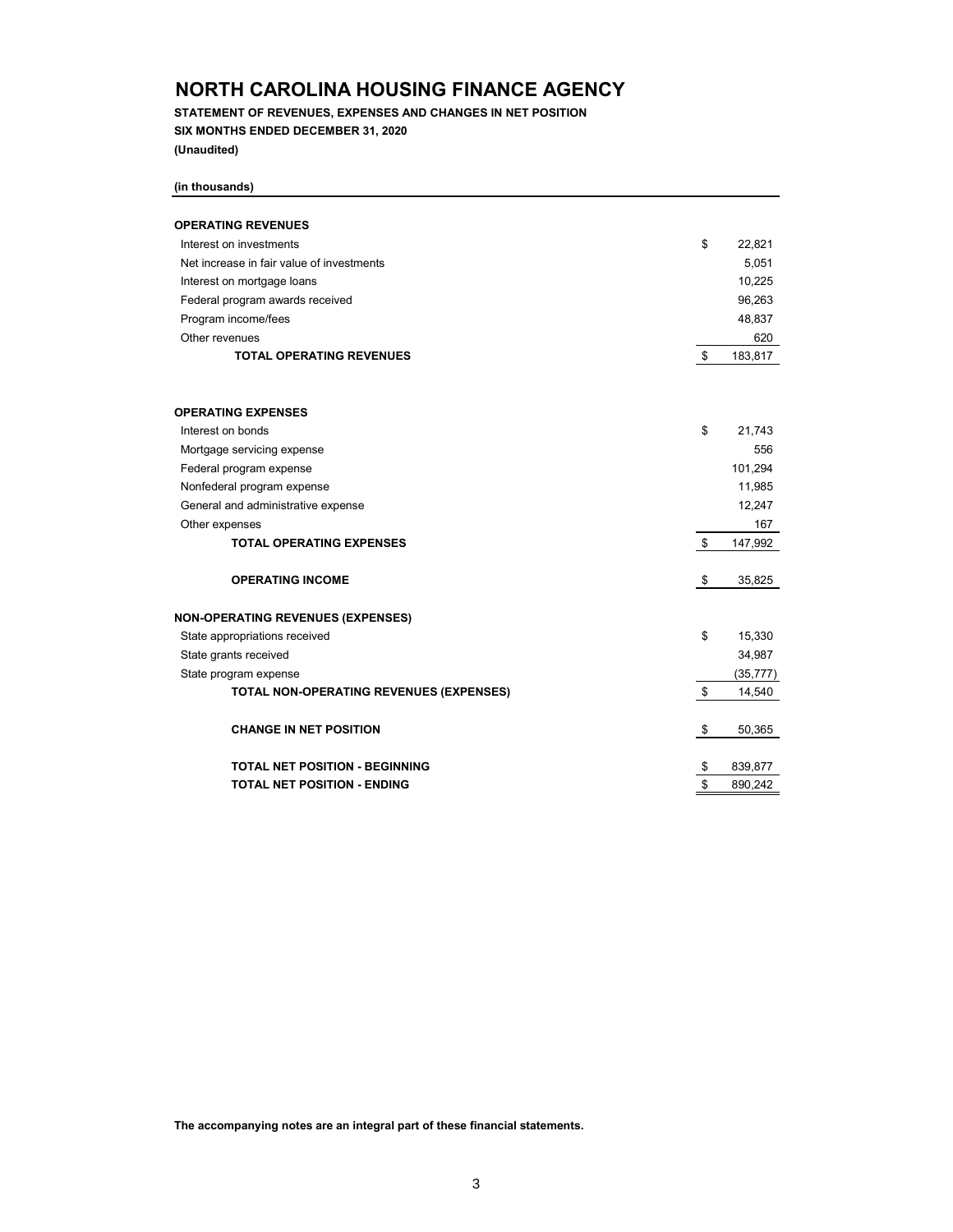# NORTH CAROLINA HOUSING FINANCE AGENCY

**STATEMENT OF REVENUES, EXPENSES AND CHANGES IN NET POSITION**

**SIX MONTHS ENDED DECEMBER 31, 2020**

**(Unaudited)**

**(in thousands)**

| | | |
|---|---|---|
| **OPERATING REVENUES** | | |
| Interest on investments | $ | 22,821 |
| Net increase in fair value of investments | | 5,051 |
| Interest on mortgage loans | | 10,225 |
| Federal program awards received | | 96,263 |
| Program income/fees | | 48,837 |
| Other revenues | | 620 |
| **TOTAL OPERATING REVENUES** | $ | 183,817 |
| | | |
| **OPERATING EXPENSES** | | |
| Interest on bonds | $ | 21,743 |
| Mortgage servicing expense | | 556 |
| Federal program expense | | 101,294 |
| Nonfederal program expense | | 11,985 |
| General and administrative expense | | 12,247 |
| Other expenses | | 167 |
| **TOTAL OPERATING EXPENSES** | $ | 147,992 |
| | | |
| **OPERATING INCOME** | $ | 35,825 |
| | | |
| **NON-OPERATING REVENUES (EXPENSES)** | | |
| State appropriations received | $ | 15,330 |
| State grants received | | 34,987 |
| State program expense | | (35,777) |
| **TOTAL NON-OPERATING REVENUES (EXPENSES)** | $ | 14,540 |
| | | |
| **CHANGE IN NET POSITION** | $ | 50,365 |
| | | |
| **TOTAL NET POSITION - BEGINNING** | $ | 839,877 |
| **TOTAL NET POSITION - ENDING** | $ | 890,242 |

**The accompanying notes are an integral part of these financial statements.**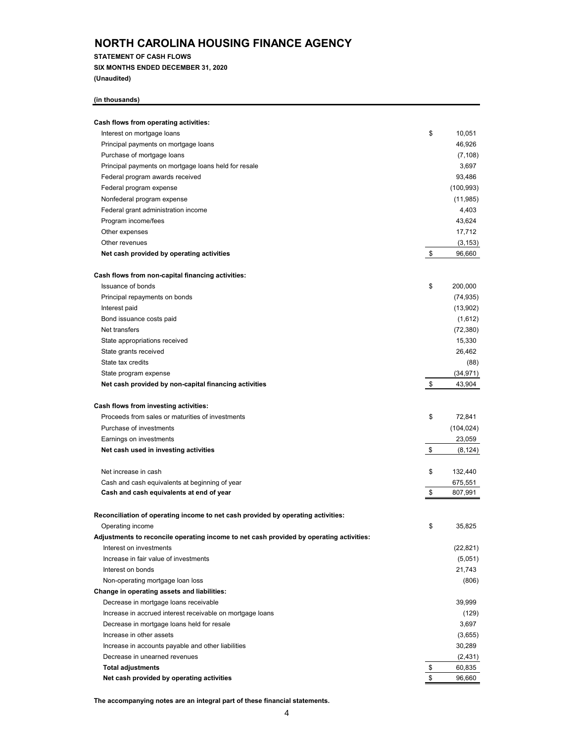# NORTH CAROLINA HOUSING FINANCE AGENCY

**STATEMENT OF CASH FLOWS**

**SIX MONTHS ENDED DECEMBER 31, 2020**

**(Unaudited)**

**(in thousands)**

| | |
|---|---|
| **Cash flows from operating activities:** | |
| Interest on mortgage loans | $ 10,051 |
| Principal payments on mortgage loans | 46,926 |
| Purchase of mortgage loans | (7,108) |
| Principal payments on mortgage loans held for resale | 3,697 |
| Federal program awards received | 93,486 |
| Federal program expense | (100,993) |
| Nonfederal program expense | (11,985) |
| Federal grant administration income | 4,403 |
| Program income/fees | 43,624 |
| Other expenses | 17,712 |
| Other revenues | (3,153) |
| **Net cash provided by operating activities** | $ 96,660 |
| | |
| **Cash flows from non-capital financing activities:** | |
| Issuance of bonds | $ 200,000 |
| Principal repayments on bonds | (74,935) |
| Interest paid | (13,902) |
| Bond issuance costs paid | (1,612) |
| Net transfers | (72,380) |
| State appropriations received | 15,330 |
| State grants received | 26,462 |
| State tax credits | (88) |
| State program expense | (34,971) |
| **Net cash provided by non-capital financing activities** | $ 43,904 |
| | |
| **Cash flows from investing activities:** | |
| Proceeds from sales or maturities of investments | $ 72,841 |
| Purchase of investments | (104,024) |
| Earnings on investments | 23,059 |
| **Net cash used in investing activities** | $ (8,124) |
| | |
| Net increase in cash | $ 132,440 |
| Cash and cash equivalents at beginning of year | 675,551 |
| **Cash and cash equivalents at end of year** | $ 807,991 |
| | |
| **Reconciliation of operating income to net cash provided by operating activities:** | |
| Operating income | $ 35,825 |
| **Adjustments to reconcile operating income to net cash provided by operating activities:** | |
| Interest on investments | (22,821) |
| Increase in fair value of investments | (5,051) |
| Interest on bonds | 21,743 |
| Non-operating mortgage loan loss | (806) |
| **Change in operating assets and liabilities:** | |
| Decrease in mortgage loans receivable | 39,999 |
| Increase in accrued interest receivable on mortgage loans | (129) |
| Decrease in mortgage loans held for resale | 3,697 |
| Increase in other assets | (3,655) |
| Increase in accounts payable and other liabilities | 30,289 |
| Decrease in unearned revenues | (2,431) |
| **Total adjustments** | $ 60,835 |
| **Net cash provided by operating activities** | $ 96,660 |

**The accompanying notes are an integral part of these financial statements.**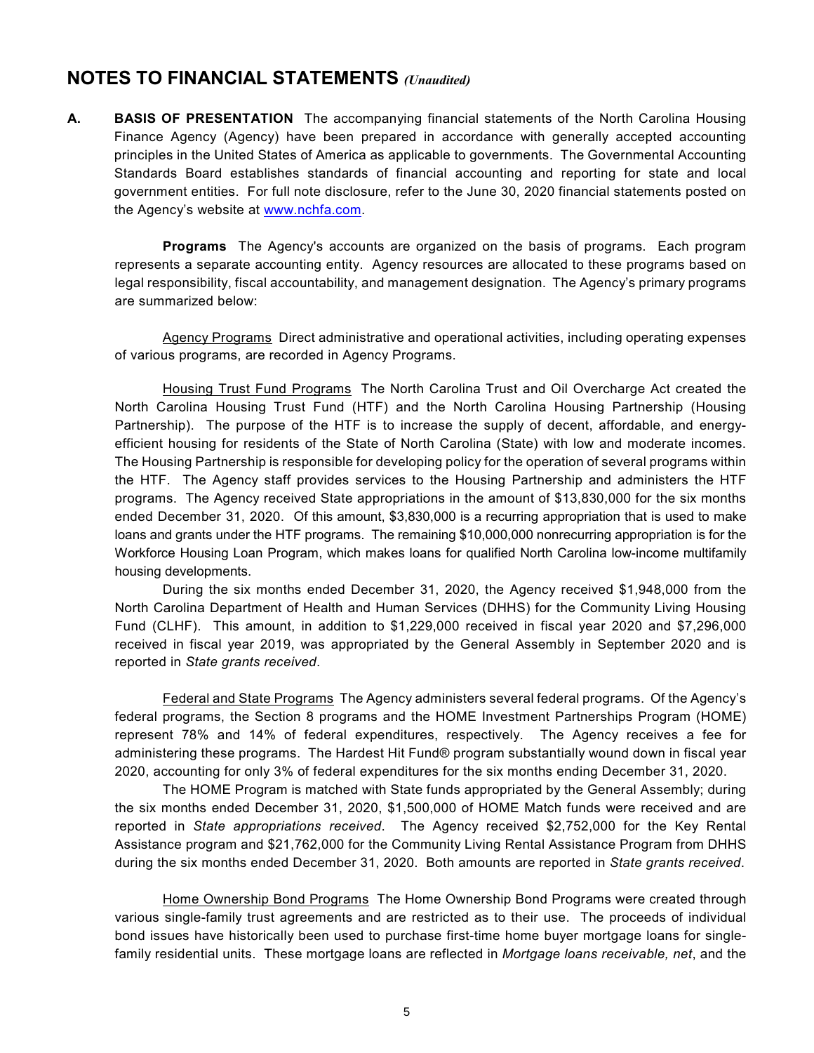# NOTES TO FINANCIAL STATEMENTS *(Unaudited)*

**A. BASIS OF PRESENTATION** The accompanying financial statements of the North Carolina Housing Finance Agency (Agency) have been prepared in accordance with generally accepted accounting principles in the United States of America as applicable to governments. The Governmental Accounting Standards Board establishes standards of financial accounting and reporting for state and local government entities. For full note disclosure, refer to the June 30, 2020 financial statements posted on the Agency's website at www.nchfa.com.

**Programs** The Agency's accounts are organized on the basis of programs. Each program represents a separate accounting entity. Agency resources are allocated to these programs based on legal responsibility, fiscal accountability, and management designation. The Agency's primary programs are summarized below:

Agency Programs Direct administrative and operational activities, including operating expenses of various programs, are recorded in Agency Programs.

Housing Trust Fund Programs The North Carolina Trust and Oil Overcharge Act created the North Carolina Housing Trust Fund (HTF) and the North Carolina Housing Partnership (Housing Partnership). The purpose of the HTF is to increase the supply of decent, affordable, and energy-efficient housing for residents of the State of North Carolina (State) with low and moderate incomes. The Housing Partnership is responsible for developing policy for the operation of several programs within the HTF. The Agency staff provides services to the Housing Partnership and administers the HTF programs. The Agency received State appropriations in the amount of $13,830,000 for the six months ended December 31, 2020. Of this amount, $3,830,000 is a recurring appropriation that is used to make loans and grants under the HTF programs. The remaining $10,000,000 nonrecurring appropriation is for the Workforce Housing Loan Program, which makes loans for qualified North Carolina low-income multifamily housing developments.

During the six months ended December 31, 2020, the Agency received $1,948,000 from the North Carolina Department of Health and Human Services (DHHS) for the Community Living Housing Fund (CLHF). This amount, in addition to $1,229,000 received in fiscal year 2020 and $7,296,000 received in fiscal year 2019, was appropriated by the General Assembly in September 2020 and is reported in *State grants received*.

Federal and State Programs The Agency administers several federal programs. Of the Agency's federal programs, the Section 8 programs and the HOME Investment Partnerships Program (HOME) represent 78% and 14% of federal expenditures, respectively. The Agency receives a fee for administering these programs. The Hardest Hit Fund® program substantially wound down in fiscal year 2020, accounting for only 3% of federal expenditures for the six months ending December 31, 2020.

The HOME Program is matched with State funds appropriated by the General Assembly; during the six months ended December 31, 2020, $1,500,000 of HOME Match funds were received and are reported in *State appropriations received*. The Agency received $2,752,000 for the Key Rental Assistance program and $21,762,000 for the Community Living Rental Assistance Program from DHHS during the six months ended December 31, 2020. Both amounts are reported in *State grants received*.

Home Ownership Bond Programs The Home Ownership Bond Programs were created through various single-family trust agreements and are restricted as to their use. The proceeds of individual bond issues have historically been used to purchase first-time home buyer mortgage loans for single-family residential units. These mortgage loans are reflected in *Mortgage loans receivable, net*, and the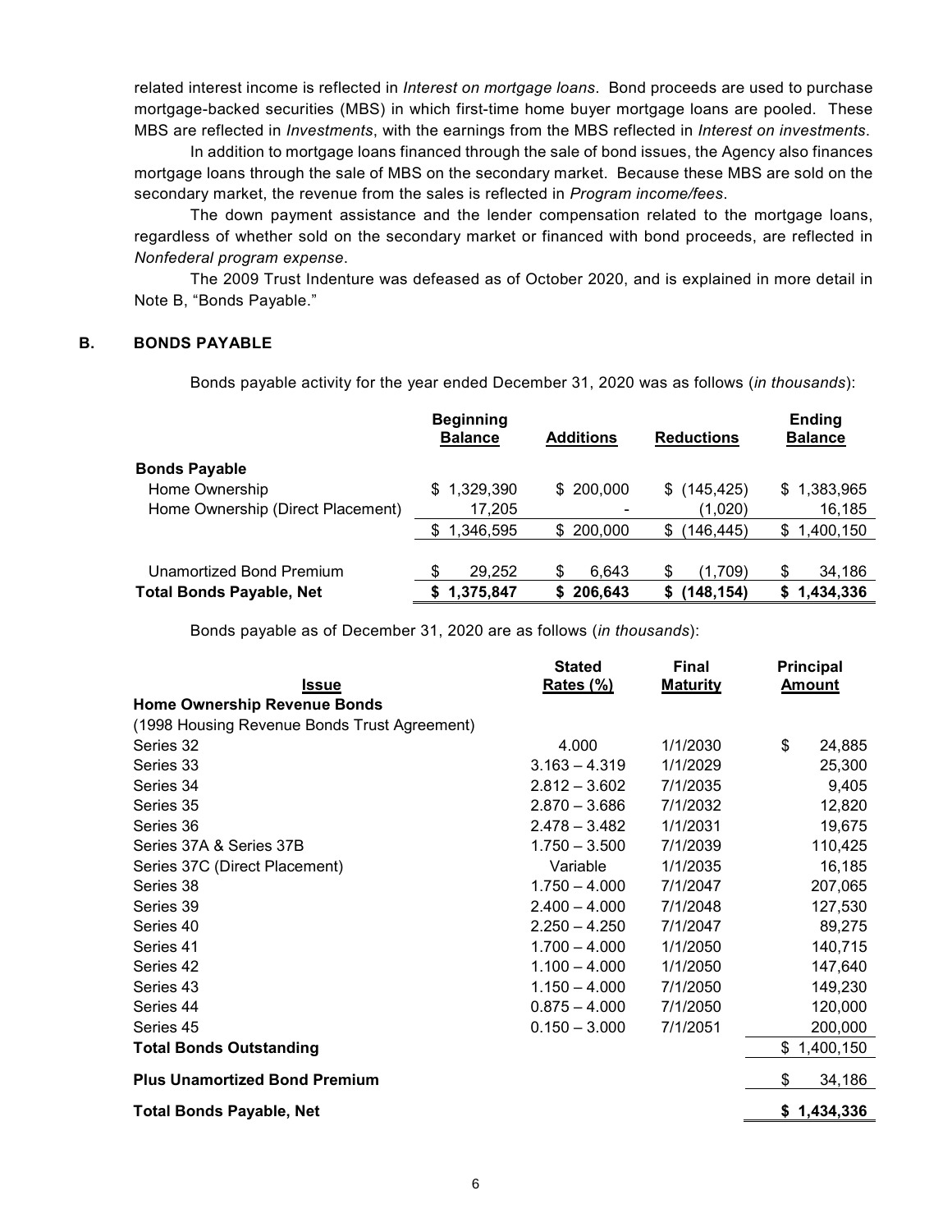related interest income is reflected in *Interest on mortgage loans*. Bond proceeds are used to purchase mortgage-backed securities (MBS) in which first-time home buyer mortgage loans are pooled. These MBS are reflected in *Investments*, with the earnings from the MBS reflected in *Interest on investments*.

In addition to mortgage loans financed through the sale of bond issues, the Agency also finances mortgage loans through the sale of MBS on the secondary market. Because these MBS are sold on the secondary market, the revenue from the sales is reflected in *Program income/fees*.

The down payment assistance and the lender compensation related to the mortgage loans, regardless of whether sold on the secondary market or financed with bond proceeds, are reflected in *Nonfederal program expense*.

The 2009 Trust Indenture was defeased as of October 2020, and is explained in more detail in Note B, "Bonds Payable."

## B. BONDS PAYABLE

Bonds payable activity for the year ended December 31, 2020 was as follows (*in thousands*):

| | Beginning Balance | Additions | Reductions | Ending Balance |
|---|---|---|---|---|
| **Bonds Payable** | | | | |
| Home Ownership | $ 1,329,390 | $ 200,000 | $ (145,425) | $ 1,383,965 |
| Home Ownership (Direct Placement) | 17,205 | - | (1,020) | 16,185 |
| | $ 1,346,595 | $ 200,000 | $ (146,445) | $ 1,400,150 |
| Unamortized Bond Premium | $ 29,252 | $ 6,643 | $ (1,709) | $ 34,186 |
| **Total Bonds Payable, Net** | **$ 1,375,847** | **$ 206,643** | **$ (148,154)** | **$ 1,434,336** |

Bonds payable as of December 31, 2020 are as follows (*in thousands*):

| Issue | Stated Rates (%) | Final Maturity | Principal Amount |
|---|---|---|---|
| **Home Ownership Revenue Bonds** | | | |
| (1998 Housing Revenue Bonds Trust Agreement) | | | |
| Series 32 | 4.000 | 1/1/2030 | $ 24,885 |
| Series 33 | 3.163 – 4.319 | 1/1/2029 | 25,300 |
| Series 34 | 2.812 – 3.602 | 7/1/2035 | 9,405 |
| Series 35 | 2.870 – 3.686 | 7/1/2032 | 12,820 |
| Series 36 | 2.478 – 3.482 | 1/1/2031 | 19,675 |
| Series 37A & Series 37B | 1.750 – 3.500 | 7/1/2039 | 110,425 |
| Series 37C (Direct Placement) | Variable | 1/1/2035 | 16,185 |
| Series 38 | 1.750 – 4.000 | 7/1/2047 | 207,065 |
| Series 39 | 2.400 – 4.000 | 7/1/2048 | 127,530 |
| Series 40 | 2.250 – 4.250 | 7/1/2047 | 89,275 |
| Series 41 | 1.700 – 4.000 | 1/1/2050 | 140,715 |
| Series 42 | 1.100 – 4.000 | 1/1/2050 | 147,640 |
| Series 43 | 1.150 – 4.000 | 7/1/2050 | 149,230 |
| Series 44 | 0.875 – 4.000 | 7/1/2050 | 120,000 |
| Series 45 | 0.150 – 3.000 | 7/1/2051 | 200,000 |
| **Total Bonds Outstanding** | | | $ 1,400,150 |
| **Plus Unamortized Bond Premium** | | | $ 34,186 |
| **Total Bonds Payable, Net** | | | **$ 1,434,336** |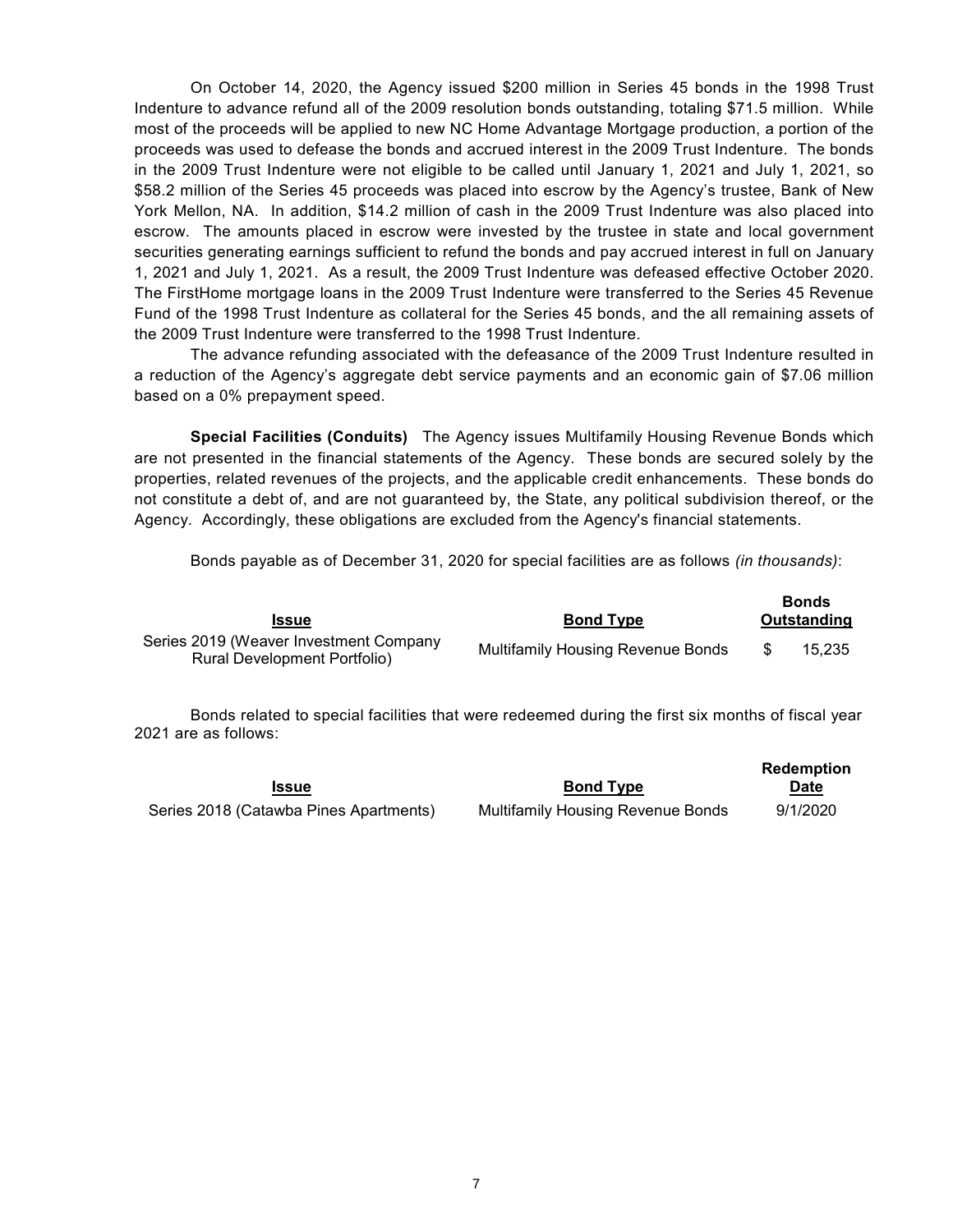On October 14, 2020, the Agency issued $200 million in Series 45 bonds in the 1998 Trust Indenture to advance refund all of the 2009 resolution bonds outstanding, totaling $71.5 million. While most of the proceeds will be applied to new NC Home Advantage Mortgage production, a portion of the proceeds was used to defease the bonds and accrued interest in the 2009 Trust Indenture. The bonds in the 2009 Trust Indenture were not eligible to be called until January 1, 2021 and July 1, 2021, so $58.2 million of the Series 45 proceeds was placed into escrow by the Agency's trustee, Bank of New York Mellon, NA. In addition, $14.2 million of cash in the 2009 Trust Indenture was also placed into escrow. The amounts placed in escrow were invested by the trustee in state and local government securities generating earnings sufficient to refund the bonds and pay accrued interest in full on January 1, 2021 and July 1, 2021. As a result, the 2009 Trust Indenture was defeased effective October 2020. The FirstHome mortgage loans in the 2009 Trust Indenture were transferred to the Series 45 Revenue Fund of the 1998 Trust Indenture as collateral for the Series 45 bonds, and the all remaining assets of the 2009 Trust Indenture were transferred to the 1998 Trust Indenture.

The advance refunding associated with the defeasance of the 2009 Trust Indenture resulted in a reduction of the Agency's aggregate debt service payments and an economic gain of $7.06 million based on a 0% prepayment speed.

**Special Facilities (Conduits)** The Agency issues Multifamily Housing Revenue Bonds which are not presented in the financial statements of the Agency. These bonds are secured solely by the properties, related revenues of the projects, and the applicable credit enhancements. These bonds do not constitute a debt of, and are not guaranteed by, the State, any political subdivision thereof, or the Agency. Accordingly, these obligations are excluded from the Agency's financial statements.

Bonds payable as of December 31, 2020 for special facilities are as follows *(in thousands)*:

| Issue | Bond Type | Bonds Outstanding |
|---|---|---|
| Series 2019 (Weaver Investment Company Rural Development Portfolio) | Multifamily Housing Revenue Bonds | $ 15,235 |

Bonds related to special facilities that were redeemed during the first six months of fiscal year 2021 are as follows:

| Issue | Bond Type | Redemption Date |
|---|---|---|
| Series 2018 (Catawba Pines Apartments) | Multifamily Housing Revenue Bonds | 9/1/2020 |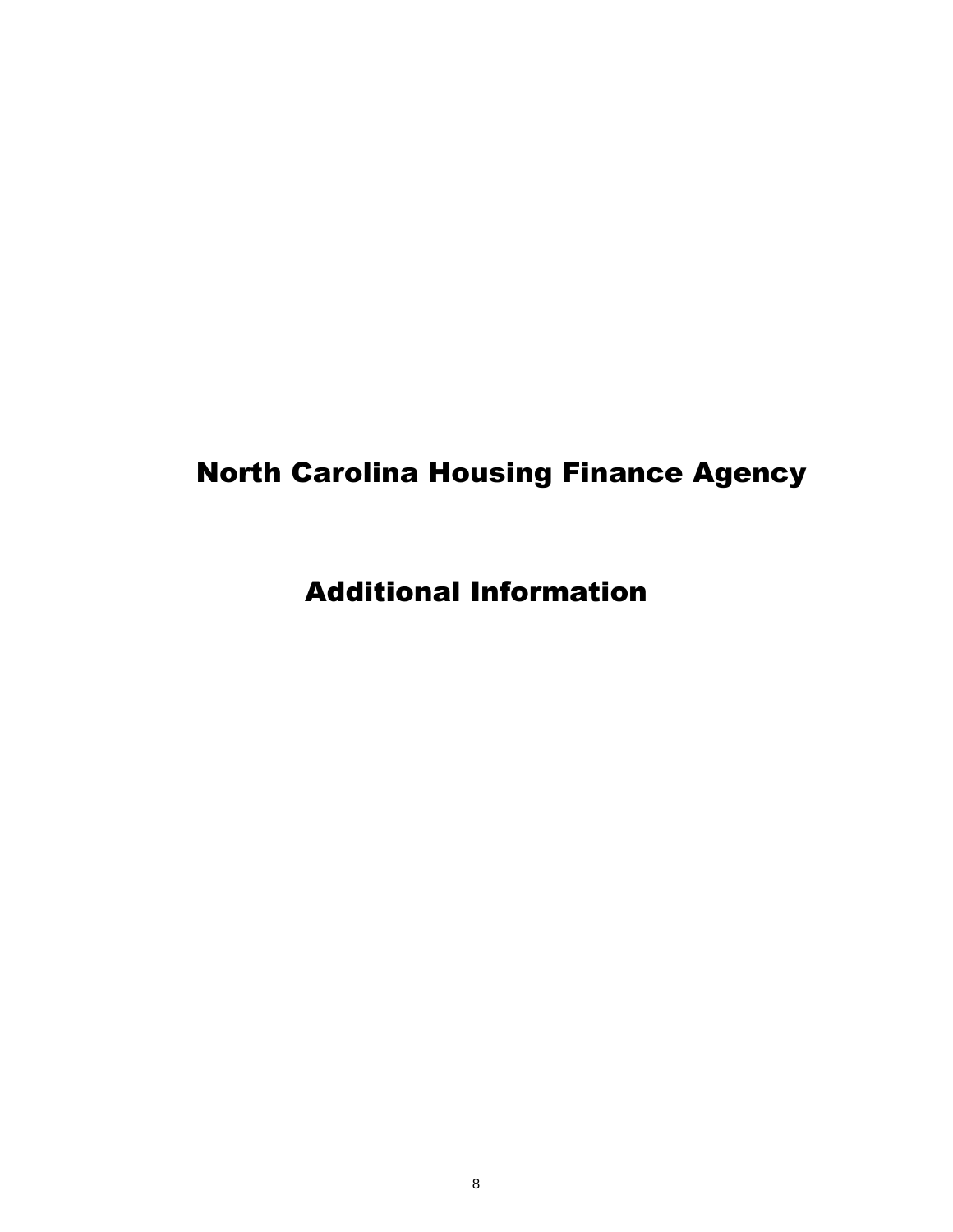# North Carolina Housing Finance Agency

## Additional Information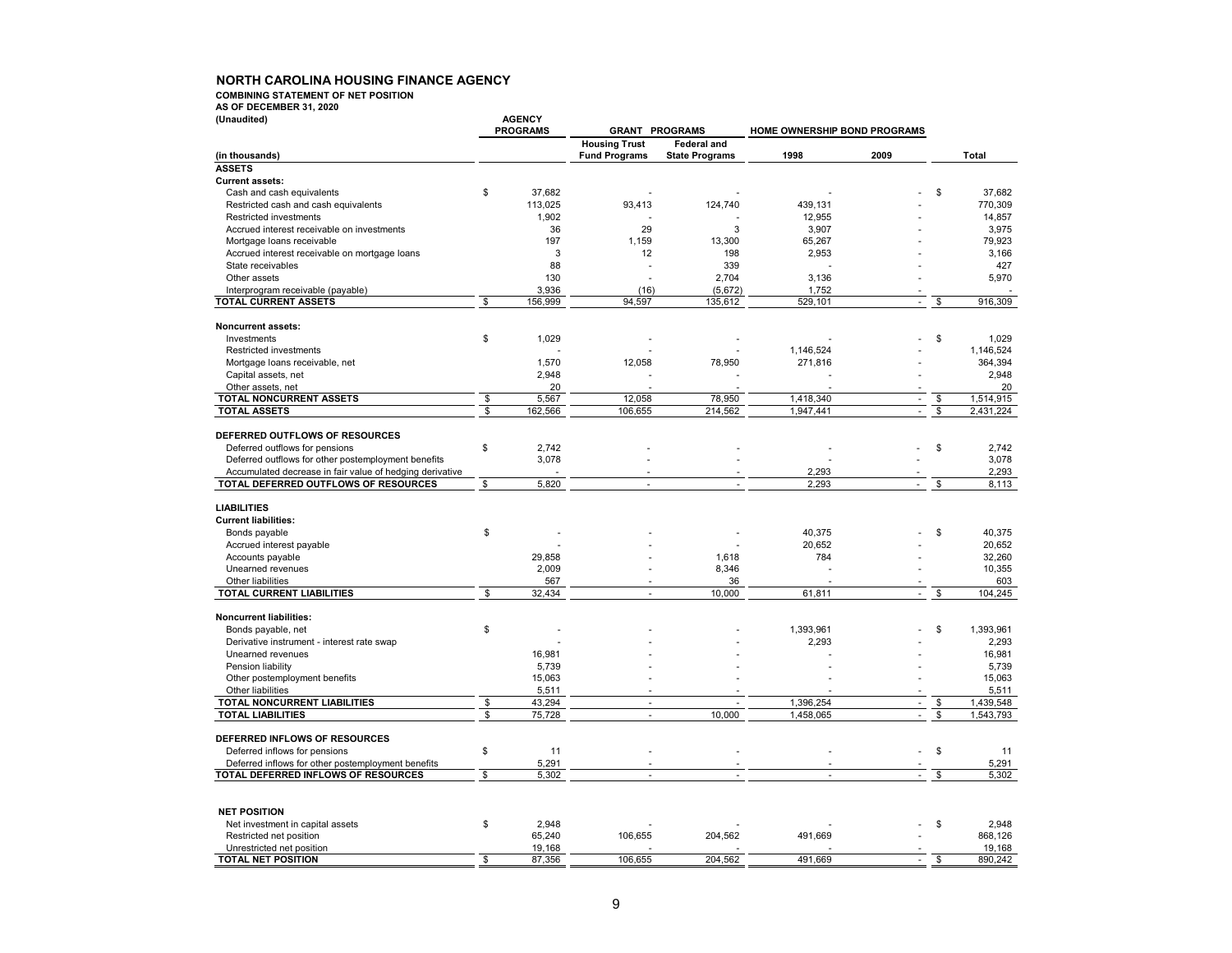# NORTH CAROLINA HOUSING FINANCE AGENCY

**COMBINING STATEMENT OF NET POSITION**
**AS OF DECEMBER 31, 2020**
**(Unaudited)**

| (in thousands) | AGENCY PROGRAMS | GRANT PROGRAMS | | HOME OWNERSHIP BOND PROGRAMS | | Total |
|---|---|---|---|---|---|---|
| | | Housing Trust Fund Programs | Federal and State Programs | 1998 | 2009 | |
| **ASSETS** | | | | | | |
| **Current assets:** | | | | | | |
| Cash and cash equivalents | $ 37,682 | - | - | - | - | $ 37,682 |
| Restricted cash and cash equivalents | 113,025 | 93,413 | 124,740 | 439,131 | - | 770,309 |
| Restricted investments | 1,902 | - | - | 12,955 | - | 14,857 |
| Accrued interest receivable on investments | 36 | 29 | 3 | 3,907 | - | 3,975 |
| Mortgage loans receivable | 197 | 1,159 | 13,300 | 65,267 | - | 79,923 |
| Accrued interest receivable on mortgage loans | 3 | 12 | 198 | 2,953 | - | 3,166 |
| State receivables | 88 | - | 339 | - | - | 427 |
| Other assets | 130 | - | 2,704 | 3,136 | - | 5,970 |
| Interprogram receivable (payable) | 3,936 | (16) | (5,672) | 1,752 | - | - |
| **TOTAL CURRENT ASSETS** | $ 156,999 | 94,597 | 135,612 | 529,101 | - | $ 916,309 |
| **Noncurrent assets:** | | | | | | |
| Investments | $ 1,029 | - | - | - | - | $ 1,029 |
| Restricted investments | - | - | - | 1,146,524 | - | 1,146,524 |
| Mortgage loans receivable, net | 1,570 | 12,058 | 78,950 | 271,816 | - | 364,394 |
| Capital assets, net | 2,948 | - | - | - | - | 2,948 |
| Other assets, net | 20 | - | - | - | - | 20 |
| **TOTAL NONCURRENT ASSETS** | $ 5,567 | 12,058 | 78,950 | 1,418,340 | - | $ 1,514,915 |
| **TOTAL ASSETS** | $ 162,566 | 106,655 | 214,562 | 1,947,441 | - | $ 2,431,224 |
| **DEFERRED OUTFLOWS OF RESOURCES** | | | | | | |
| Deferred outflows for pensions | $ 2,742 | - | - | - | - | $ 2,742 |
| Deferred outflows for other postemployment benefits | 3,078 | - | - | - | - | 3,078 |
| Accumulated decrease in fair value of hedging derivative | - | - | - | 2,293 | - | 2,293 |
| **TOTAL DEFERRED OUTFLOWS OF RESOURCES** | $ 5,820 | - | - | 2,293 | - | $ 8,113 |
| **LIABILITIES** | | | | | | |
| **Current liabilities:** | | | | | | |
| Bonds payable | $ - | - | - | 40,375 | - | $ 40,375 |
| Accrued interest payable | - | - | - | 20,652 | - | 20,652 |
| Accounts payable | 29,858 | - | 1,618 | 784 | - | 32,260 |
| Unearned revenues | 2,009 | - | 8,346 | - | - | 10,355 |
| Other liabilities | 567 | - | 36 | - | - | 603 |
| **TOTAL CURRENT LIABILITIES** | $ 32,434 | - | 10,000 | 61,811 | - | $ 104,245 |
| **Noncurrent liabilities:** | | | | | | |
| Bonds payable, net | $ - | - | - | 1,393,961 | - | $ 1,393,961 |
| Derivative instrument - interest rate swap | - | - | - | 2,293 | - | 2,293 |
| Unearned revenues | 16,981 | - | - | - | - | 16,981 |
| Pension liability | 5,739 | - | - | - | - | 5,739 |
| Other postemployment benefits | 15,063 | - | - | - | - | 15,063 |
| Other liabilities | 5,511 | - | - | - | - | 5,511 |
| **TOTAL NONCURRENT LIABILITIES** | $ 43,294 | - | - | 1,396,254 | - | $ 1,439,548 |
| **TOTAL LIABILITIES** | $ 75,728 | - | 10,000 | 1,458,065 | - | $ 1,543,793 |
| **DEFERRED INFLOWS OF RESOURCES** | | | | | | |
| Deferred inflows for pensions | $ 11 | - | - | - | - | $ 11 |
| Deferred inflows for other postemployment benefits | 5,291 | - | - | - | - | 5,291 |
| **TOTAL DEFERRED INFLOWS OF RESOURCES** | $ 5,302 | - | - | - | - | $ 5,302 |
| **NET POSITION** | | | | | | |
| Net investment in capital assets | $ 2,948 | - | - | - | - | $ 2,948 |
| Restricted net position | 65,240 | 106,655 | 204,562 | 491,669 | - | 868,126 |
| Unrestricted net position | 19,168 | - | - | - | - | 19,168 |
| **TOTAL NET POSITION** | $ 87,356 | 106,655 | 204,562 | 491,669 | - | $ 890,242 |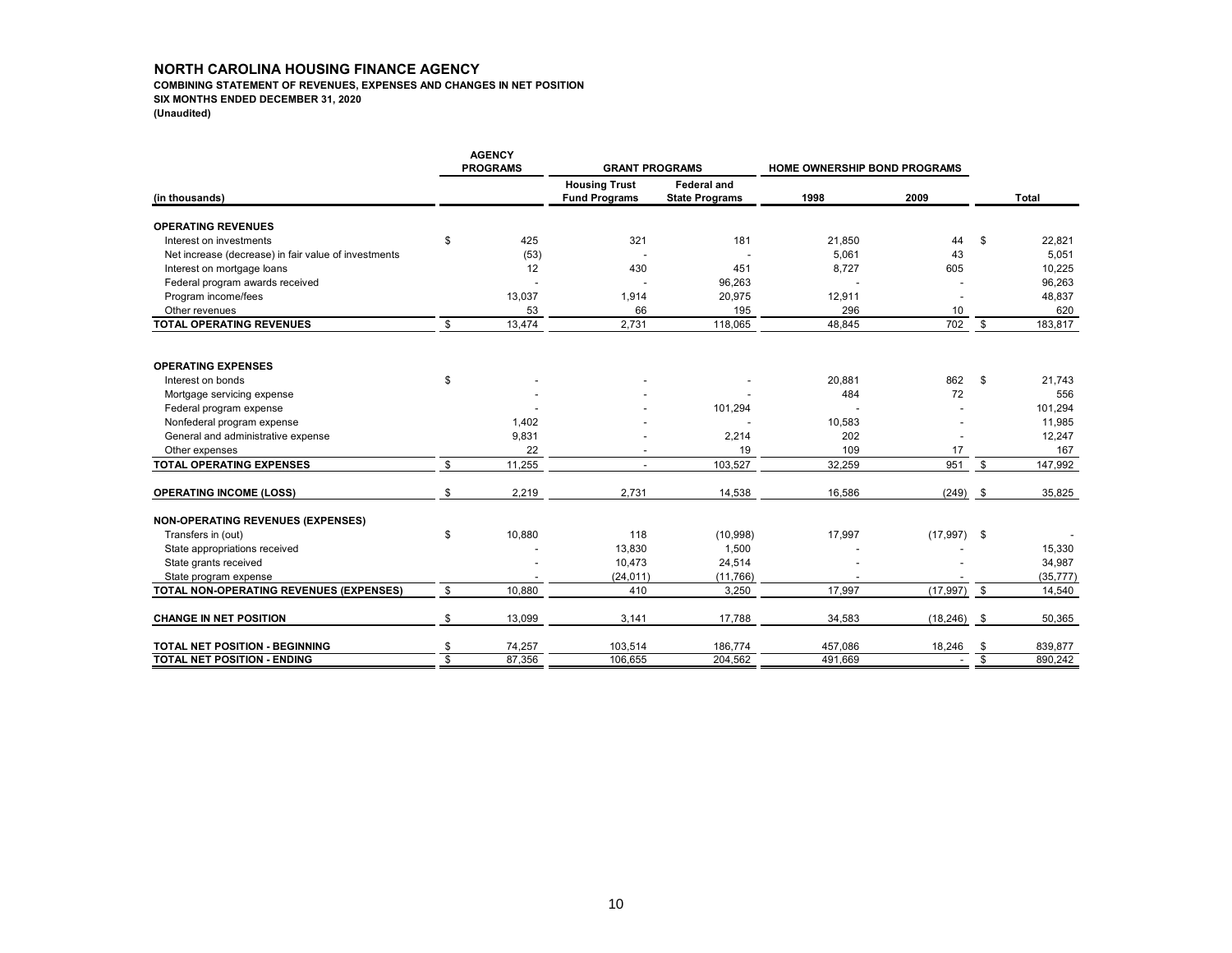**NORTH CAROLINA HOUSING FINANCE AGENCY**

**COMBINING STATEMENT OF REVENUES, EXPENSES AND CHANGES IN NET POSITION**

**SIX MONTHS ENDED DECEMBER 31, 2020**

**(Unaudited)**

| | AGENCY PROGRAMS | GRANT PROGRAMS | | HOME OWNERSHIP BOND PROGRAMS | | |
|---|---|---|---|---|---|---|
| (in thousands) | | Housing Trust Fund Programs | Federal and State Programs | 1998 | 2009 | Total |
| **OPERATING REVENUES** | | | | | | |
| Interest on investments | $ 425 | 321 | 181 | 21,850 | 44 | $ 22,821 |
| Net increase (decrease) in fair value of investments | (53) | - | - | 5,061 | 43 | 5,051 |
| Interest on mortgage loans | 12 | 430 | 451 | 8,727 | 605 | 10,225 |
| Federal program awards received | - | - | 96,263 | - | - | 96,263 |
| Program income/fees | 13,037 | 1,914 | 20,975 | 12,911 | - | 48,837 |
| Other revenues | 53 | 66 | 195 | 296 | 10 | 620 |
| **TOTAL OPERATING REVENUES** | $ 13,474 | 2,731 | 118,065 | 48,845 | 702 | $ 183,817 |
| **OPERATING EXPENSES** | | | | | | |
| Interest on bonds | $ - | - | - | 20,881 | 862 | $ 21,743 |
| Mortgage servicing expense | - | - | - | 484 | 72 | 556 |
| Federal program expense | - | - | 101,294 | - | - | 101,294 |
| Nonfederal program expense | 1,402 | - | - | 10,583 | - | 11,985 |
| General and administrative expense | 9,831 | - | 2,214 | 202 | - | 12,247 |
| Other expenses | 22 | - | 19 | 109 | 17 | 167 |
| **TOTAL OPERATING EXPENSES** | $ 11,255 | - | 103,527 | 32,259 | 951 | $ 147,992 |
| **OPERATING INCOME (LOSS)** | $ 2,219 | 2,731 | 14,538 | 16,586 | (249) | $ 35,825 |
| **NON-OPERATING REVENUES (EXPENSES)** | | | | | | |
| Transfers in (out) | $ 10,880 | 118 | (10,998) | 17,997 | (17,997) | $ - |
| State appropriations received | - | 13,830 | 1,500 | - | - | 15,330 |
| State grants received | - | 10,473 | 24,514 | - | - | 34,987 |
| State program expense | - | (24,011) | (11,766) | - | - | (35,777) |
| **TOTAL NON-OPERATING REVENUES (EXPENSES)** | $ 10,880 | 410 | 3,250 | 17,997 | (17,997) | $ 14,540 |
| **CHANGE IN NET POSITION** | $ 13,099 | 3,141 | 17,788 | 34,583 | (18,246) | $ 50,365 |
| **TOTAL NET POSITION - BEGINNING** | $ 74,257 | 103,514 | 186,774 | 457,086 | 18,246 | $ 839,877 |
| **TOTAL NET POSITION - ENDING** | $ 87,356 | 106,655 | 204,562 | 491,669 | - | $ 890,242 |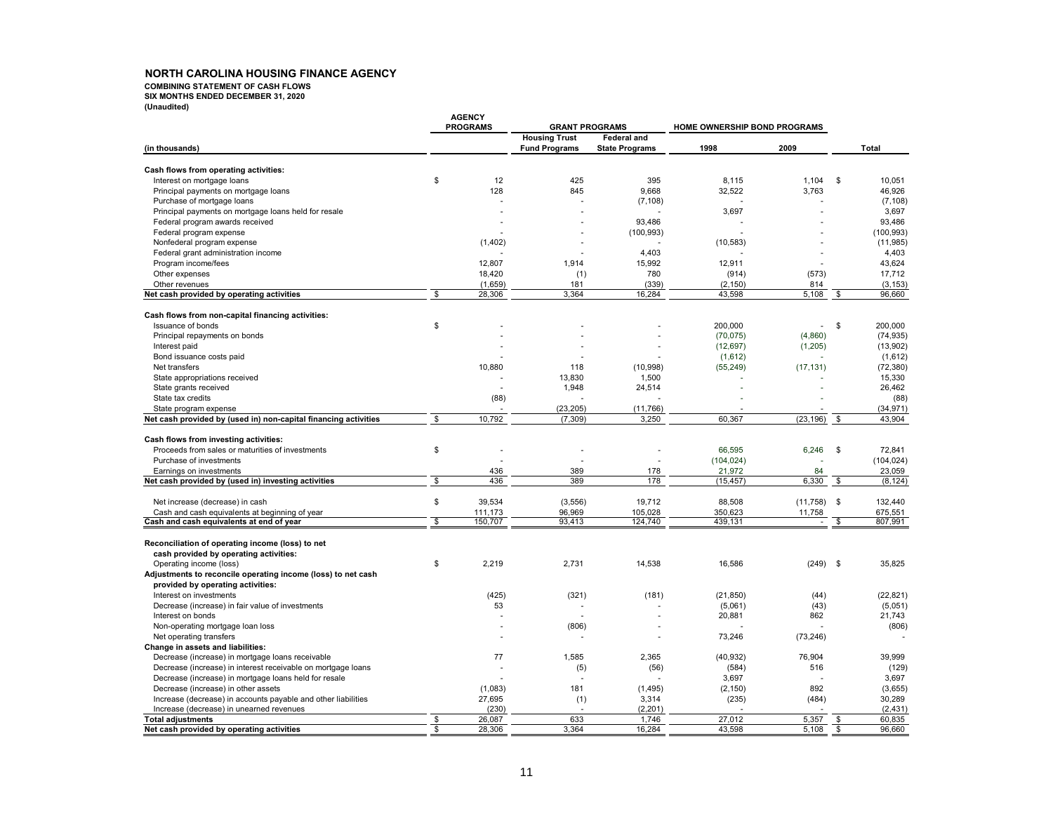# NORTH CAROLINA HOUSING FINANCE AGENCY

**COMBINING STATEMENT OF CASH FLOWS**
**SIX MONTHS ENDED DECEMBER 31, 2020**
**(Unaudited)**

| (in thousands) | AGENCY PROGRAMS | GRANT PROGRAMS | | HOME OWNERSHIP BOND PROGRAMS | | Total |
|---|---|---|---|---|---|---|
| | | Housing Trust Fund Programs | Federal and State Programs | 1998 | 2009 | |
| **Cash flows from operating activities:** | | | | | | |
| Interest on mortgage loans | $ 12 | 425 | 395 | 8,115 | 1,104 | $ 10,051 |
| Principal payments on mortgage loans | 128 | 845 | 9,668 | 32,522 | 3,763 | 46,926 |
| Purchase of mortgage loans | - | - | (7,108) | - | - | (7,108) |
| Principal payments on mortgage loans held for resale | - | - | - | 3,697 | - | 3,697 |
| Federal program awards received | - | - | 93,486 | - | - | 93,486 |
| Federal program expense | - | - | (100,993) | - | - | (100,993) |
| Nonfederal program expense | (1,402) | - | - | (10,583) | - | (11,985) |
| Federal grant administration income | - | - | 4,403 | - | - | 4,403 |
| Program income/fees | 12,807 | 1,914 | 15,992 | 12,911 | - | 43,624 |
| Other expenses | 18,420 | (1) | 780 | (914) | (573) | 17,712 |
| Other revenues | (1,659) | 181 | (339) | (2,150) | 814 | (3,153) |
| **Net cash provided by operating activities** | $ 28,306 | 3,364 | 16,284 | 43,598 | 5,108 | $ 96,660 |
| **Cash flows from non-capital financing activities:** | | | | | | |
| Issuance of bonds | $ - | - | - | 200,000 | - | $ 200,000 |
| Principal repayments on bonds | - | - | - | (70,075) | (4,860) | (74,935) |
| Interest paid | - | - | - | (12,697) | (1,205) | (13,902) |
| Bond issuance costs paid | - | - | - | (1,612) | - | (1,612) |
| Net transfers | 10,880 | 118 | (10,998) | (55,249) | (17,131) | (72,380) |
| State appropriations received | - | 13,830 | 1,500 | - | - | 15,330 |
| State grants received | - | 1,948 | 24,514 | - | - | 26,462 |
| State tax credits | (88) | - | - | - | - | (88) |
| State program expense | - | (23,205) | (11,766) | - | - | (34,971) |
| **Net cash provided by (used in) non-capital financing activities** | $ 10,792 | (7,309) | 3,250 | 60,367 | (23,196) | $ 43,904 |
| **Cash flows from investing activities:** | | | | | | |
| Proceeds from sales or maturities of investments | $ - | - | - | 66,595 | 6,246 | $ 72,841 |
| Purchase of investments | - | - | - | (104,024) | - | (104,024) |
| Earnings on investments | 436 | 389 | 178 | 21,972 | 84 | 23,059 |
| **Net cash provided by (used in) investing activities** | $ 436 | 389 | 178 | (15,457) | 6,330 | $ (8,124) |
| Net increase (decrease) in cash | $ 39,534 | (3,556) | 19,712 | 88,508 | (11,758) | $ 132,440 |
| Cash and cash equivalents at beginning of year | 111,173 | 96,969 | 105,028 | 350,623 | 11,758 | 675,551 |
| **Cash and cash equivalents at end of year** | $ 150,707 | 93,413 | 124,740 | 439,131 | - | $ 807,991 |
| **Reconciliation of operating income (loss) to net cash provided by operating activities:** | | | | | | |
| Operating income (loss) | $ 2,219 | 2,731 | 14,538 | 16,586 | (249) | $ 35,825 |
| **Adjustments to reconcile operating income (loss) to net cash provided by operating activities:** | | | | | | |
| Interest on investments | (425) | (321) | (181) | (21,850) | (44) | (22,821) |
| Decrease (increase) in fair value of investments | 53 | - | - | (5,061) | (43) | (5,051) |
| Interest on bonds | - | - | - | 20,881 | 862 | 21,743 |
| Non-operating mortgage loan loss | - | (806) | - | - | - | (806) |
| Net operating transfers | - | - | - | 73,246 | (73,246) | - |
| **Change in assets and liabilities:** | | | | | | |
| Decrease (increase) in mortgage loans receivable | 77 | 1,585 | 2,365 | (40,932) | 76,904 | 39,999 |
| Decrease (increase) in interest receivable on mortgage loans | - | (5) | (56) | (584) | 516 | (129) |
| Decrease (increase) in mortgage loans held for resale | - | - | - | 3,697 | - | 3,697 |
| Decrease (increase) in other assets | (1,083) | 181 | (1,495) | (2,150) | 892 | (3,655) |
| Increase (decrease) in accounts payable and other liabilities | 27,695 | (1) | 3,314 | (235) | (484) | 30,289 |
| Increase (decrease) in unearned revenues | (230) | - | (2,201) | - | - | (2,431) |
| **Total adjustments** | $ 26,087 | 633 | 1,746 | 27,012 | 5,357 | $ 60,835 |
| **Net cash provided by operating activities** | $ 28,306 | 3,364 | 16,284 | 43,598 | 5,108 | $ 96,660 |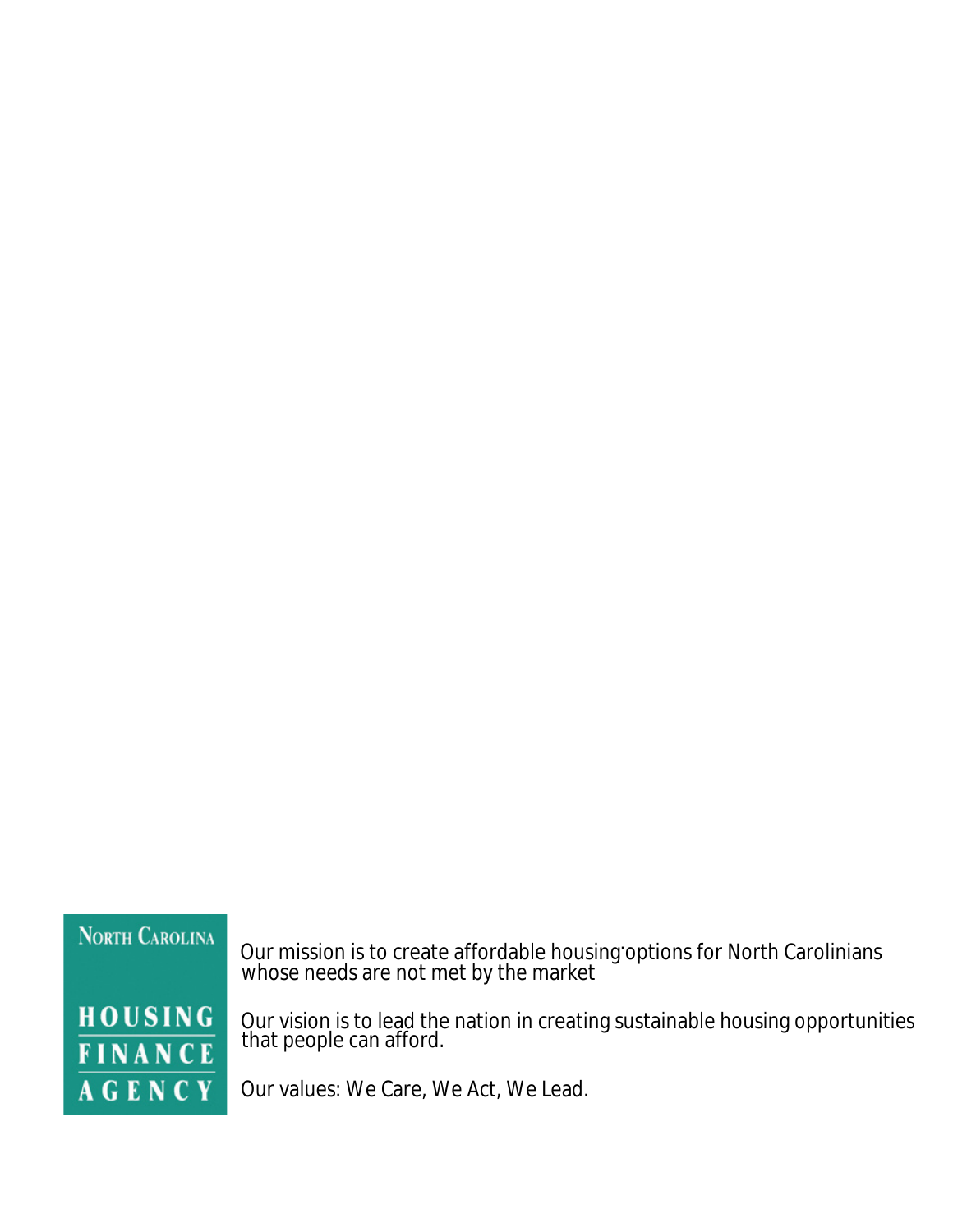NORTH CAROLINA

HOUSING FINANCE AGENCY

Our mission is to create affordable housing options for North Carolinians whose needs are not met by the market

Our vision is to lead the nation in creating sustainable housing opportunities that people can afford.

Our values: We Care, We Act, We Lead.